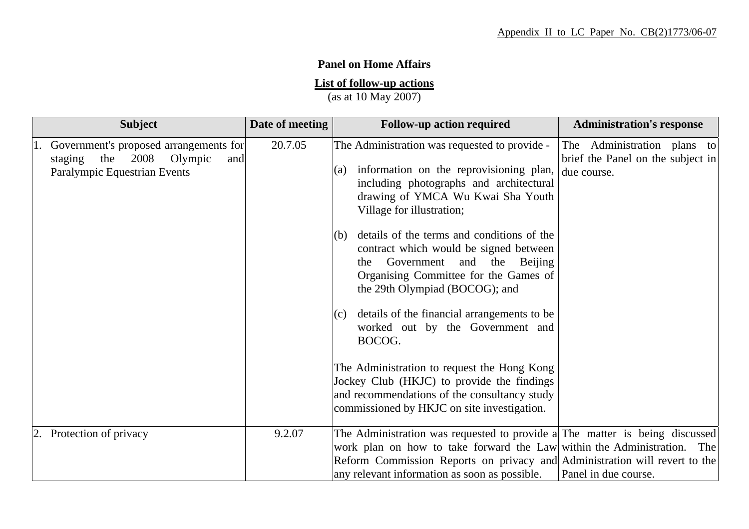Appendix II to LC Paper No. CB(2)1773/06-07

**Panel on Home Affairs**

**List of follow-up actions**

(as at 10 May 2007)

| Subject | Date of meeting | Follow-up action required | Administration's response |
|---|---|---|---|
| 1. Government's proposed arrangements for staging the 2008 Olympic and Paralympic Equestrian Events | 20.7.05 | The Administration was requested to provide - <br><br>(a) information on the reprovisioning plan, including photographs and architectural drawing of YMCA Wu Kwai Sha Youth Village for illustration; <br><br>(b) details of the terms and conditions of the contract which would be signed between the Government and the Beijing Organising Committee for the Games of the 29th Olympiad (BOCOG); and <br><br>(c) details of the financial arrangements to be worked out by the Government and BOCOG. <br><br>The Administration to request the Hong Kong Jockey Club (HKJC) to provide the findings and recommendations of the consultancy study commissioned by HKJC on site investigation. | The Administration plans to brief the Panel on the subject in due course. |
| 2. Protection of privacy | 9.2.07 | The Administration was requested to provide a work plan on how to take forward the Law Reform Commission Reports on privacy and any relevant information as soon as possible. | The matter is being discussed within the Administration. The Administration will revert to the Panel in due course. |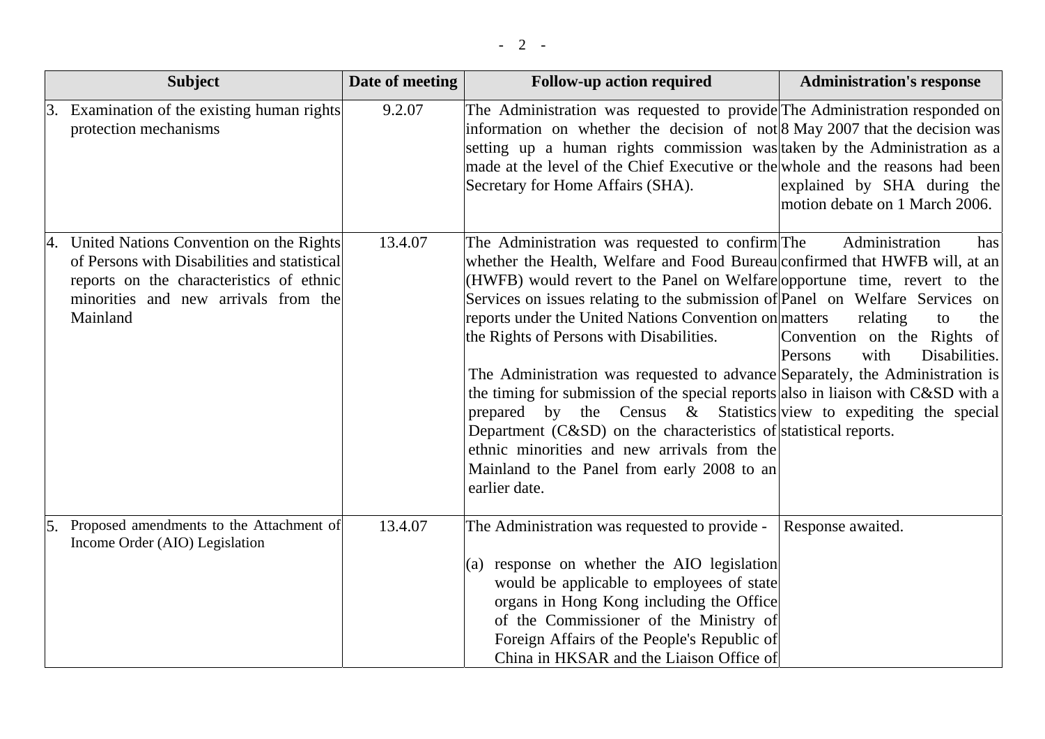| Subject | Date of meeting | Follow-up action required | Administration's response |
|---|---|---|---|
| 3. Examination of the existing human rights protection mechanisms | 9.2.07 | The Administration was requested to provide information on whether the decision of not setting up a human rights commission was made at the level of the Chief Executive or the Secretary for Home Affairs (SHA). | The Administration responded on 8 May 2007 that the decision was taken by the Administration as a whole and the reasons had been explained by SHA during the motion debate on 1 March 2006. |
| 4. United Nations Convention on the Rights of Persons with Disabilities and statistical reports on the characteristics of ethnic minorities and new arrivals from the Mainland | 13.4.07 | The Administration was requested to confirm whether the Health, Welfare and Food Bureau (HWFB) would revert to the Panel on Welfare Services on issues relating to the submission of reports under the United Nations Convention on the Rights of Persons with Disabilities.<br><br>The Administration was requested to advance the timing for submission of the special reports prepared by the Census & Statistics Department (C&SD) on the characteristics of ethnic minorities and new arrivals from the Mainland to the Panel from early 2008 to an earlier date. | The Administration has confirmed that HWFB will, at an opportune time, revert to the Panel on Welfare Services on matters relating to the Convention on the Rights of Persons with Disabilities. Separately, the Administration is also in liaison with C&SD with a view to expediting the special statistical reports. |
| 5. Proposed amendments to the Attachment of Income Order (AIO) Legislation | 13.4.07 | The Administration was requested to provide -<br><br>(a) response on whether the AIO legislation would be applicable to employees of state organs in Hong Kong including the Office of the Commissioner of the Ministry of Foreign Affairs of the People's Republic of China in HKSAR and the Liaison Office of | Response awaited. |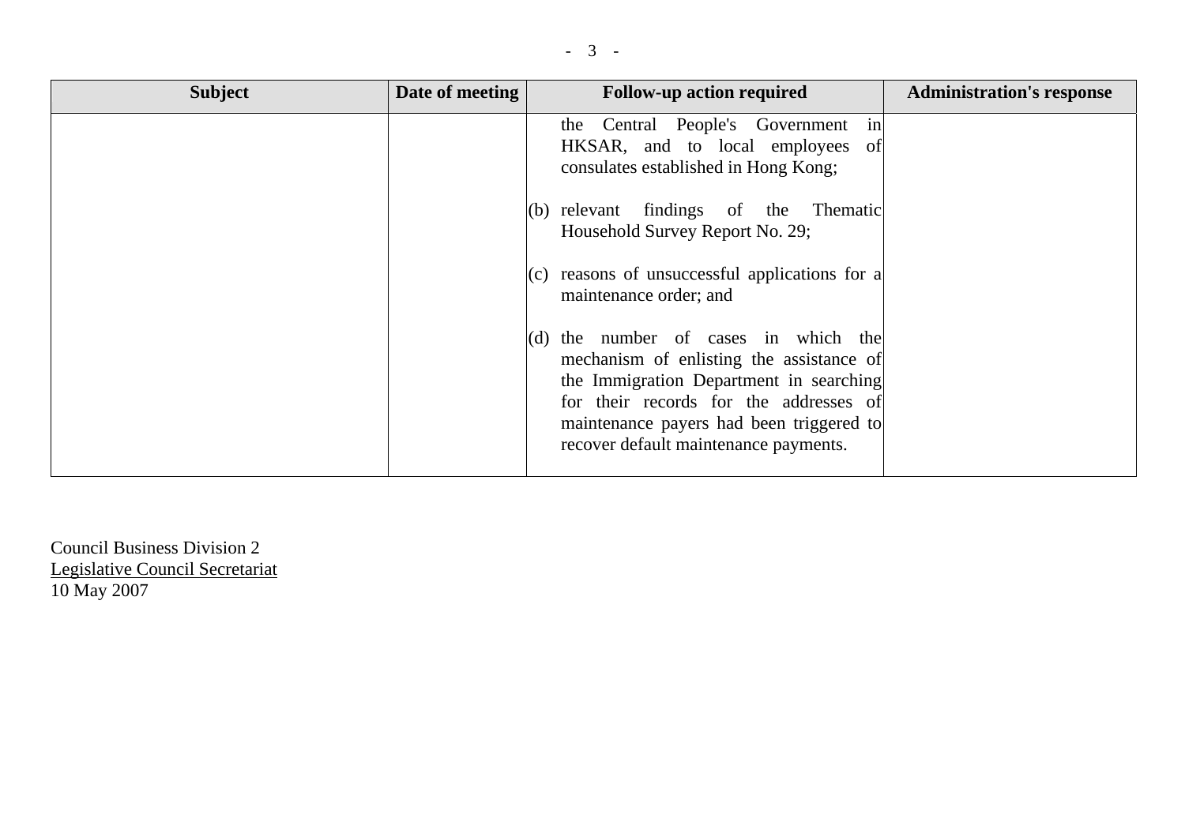| Subject | Date of meeting | Follow-up action required | Administration's response |
| --- | --- | --- | --- |
| | | the Central People's Government in HKSAR, and to local employees of consulates established in Hong Kong;<br><br>(b) relevant findings of the Thematic Household Survey Report No. 29;<br><br>(c) reasons of unsuccessful applications for a maintenance order; and<br><br>(d) the number of cases in which the mechanism of enlisting the assistance of the Immigration Department in searching for their records for the addresses of maintenance payers had been triggered to recover default maintenance payments. | |

Council Business Division 2
Legislative Council Secretariat
10 May 2007